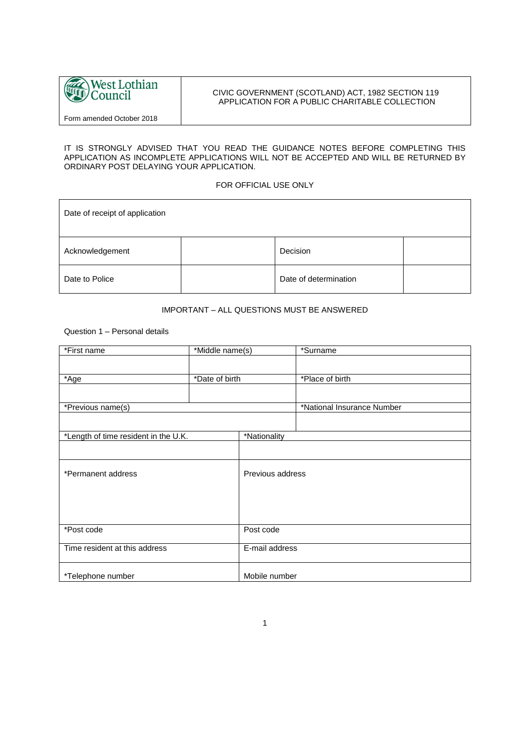| West Lothian Council<br>Form amended October 2018 | CIVIC GOVERNMENT (SCOTLAND) ACT, 1982 SECTION 119<br>APPLICATION FOR A PUBLIC CHARITABLE COLLECTION |
|---|---|

IT IS STRONGLY ADVISED THAT YOU READ THE GUIDANCE NOTES BEFORE COMPLETING THIS APPLICATION AS INCOMPLETE APPLICATIONS WILL NOT BE ACCEPTED AND WILL BE RETURNED BY ORDINARY POST DELAYING YOUR APPLICATION.

FOR OFFICIAL USE ONLY

| Date of receipt of application | | | |
|---|---|---|---|
| Acknowledgement | | Decision | |
| Date to Police | | Date of determination | |

IMPORTANT – ALL QUESTIONS MUST BE ANSWERED

Question 1 – Personal details

| *First name | *Middle name(s) | *Surname |
|---|---|---|
| | | |
| *Age | *Date of birth | *Place of birth |
| | | |
| *Previous name(s) | | *National Insurance Number |
| | | |
| *Length of time resident in the U.K. | *Nationality | |
| | | |
| *Permanent address | Previous address | |
| *Post code | Post code | |
| Time resident at this address | E-mail address | |
| *Telephone number | Mobile number | |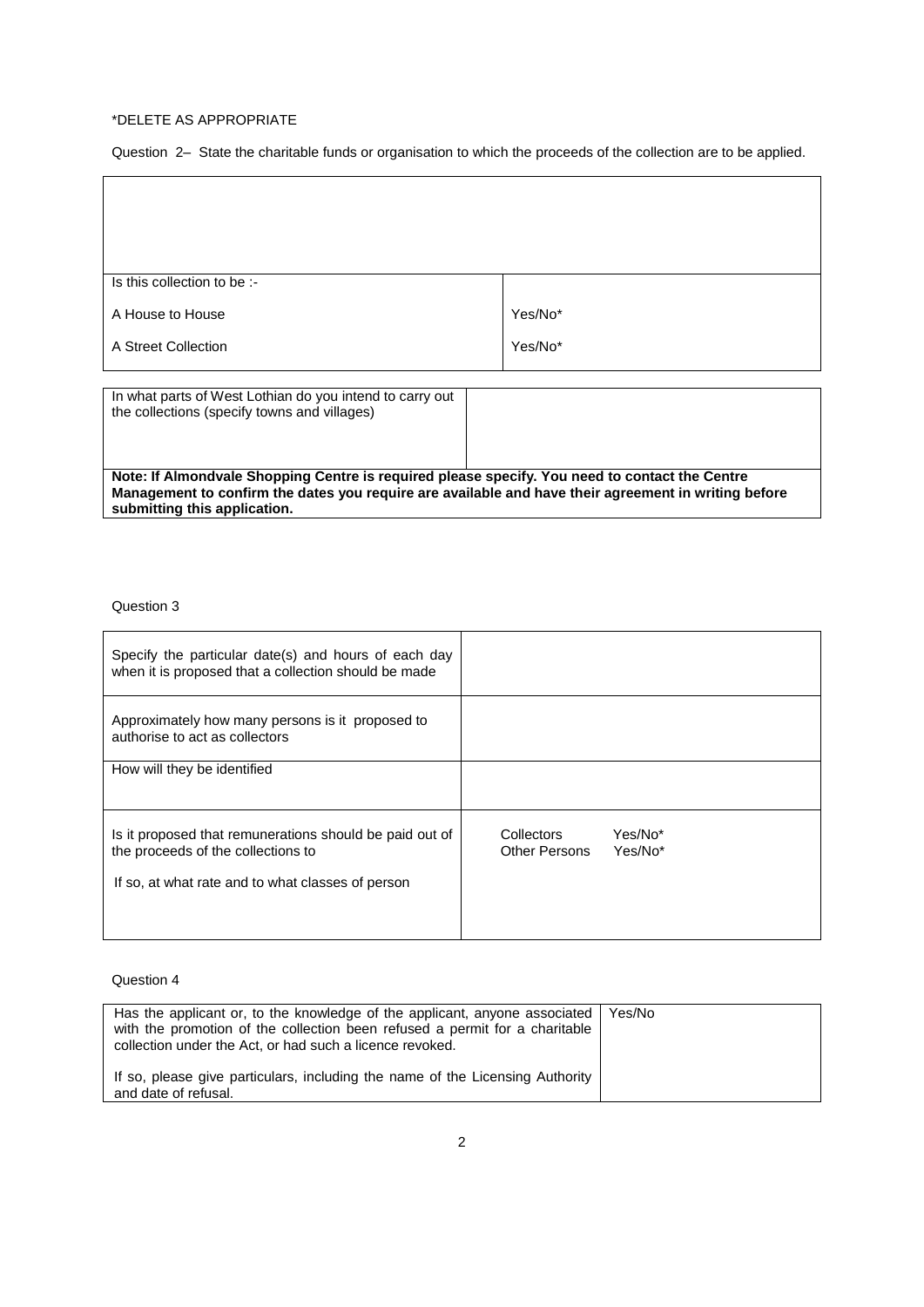*DELETE AS APPROPRIATE

Question 2– State the charitable funds or organisation to which the proceeds of the collection are to be applied.

| | |
|---|---|
| | |
| Is this collection to be :- | |
| A House to House | Yes/No* |
| A Street Collection | Yes/No* |

| | |
|---|---|
| In what parts of West Lothian do you intend to carry out the collections (specify towns and villages) | |
| **Note: If Almondvale Shopping Centre is required please specify. You need to contact the Centre Management to confirm the dates you require are available and have their agreement in writing before submitting this application.** | |

Question 3

| | |
|---|---|
| Specify the particular date(s) and hours of each day when it is proposed that a collection should be made | |
| Approximately how many persons is it proposed to authorise to act as collectors | |
| How will they be identified | |
| Is it proposed that remunerations should be paid out of the proceeds of the collections to<br><br>If so, at what rate and to what classes of person | Collectors Yes/No*<br>Other Persons Yes/No* |

Question 4

| | |
|---|---|
| Has the applicant or, to the knowledge of the applicant, anyone associated with the promotion of the collection been refused a permit for a charitable collection under the Act, or had such a licence revoked.<br><br>If so, please give particulars, including the name of the Licensing Authority and date of refusal. | Yes/No |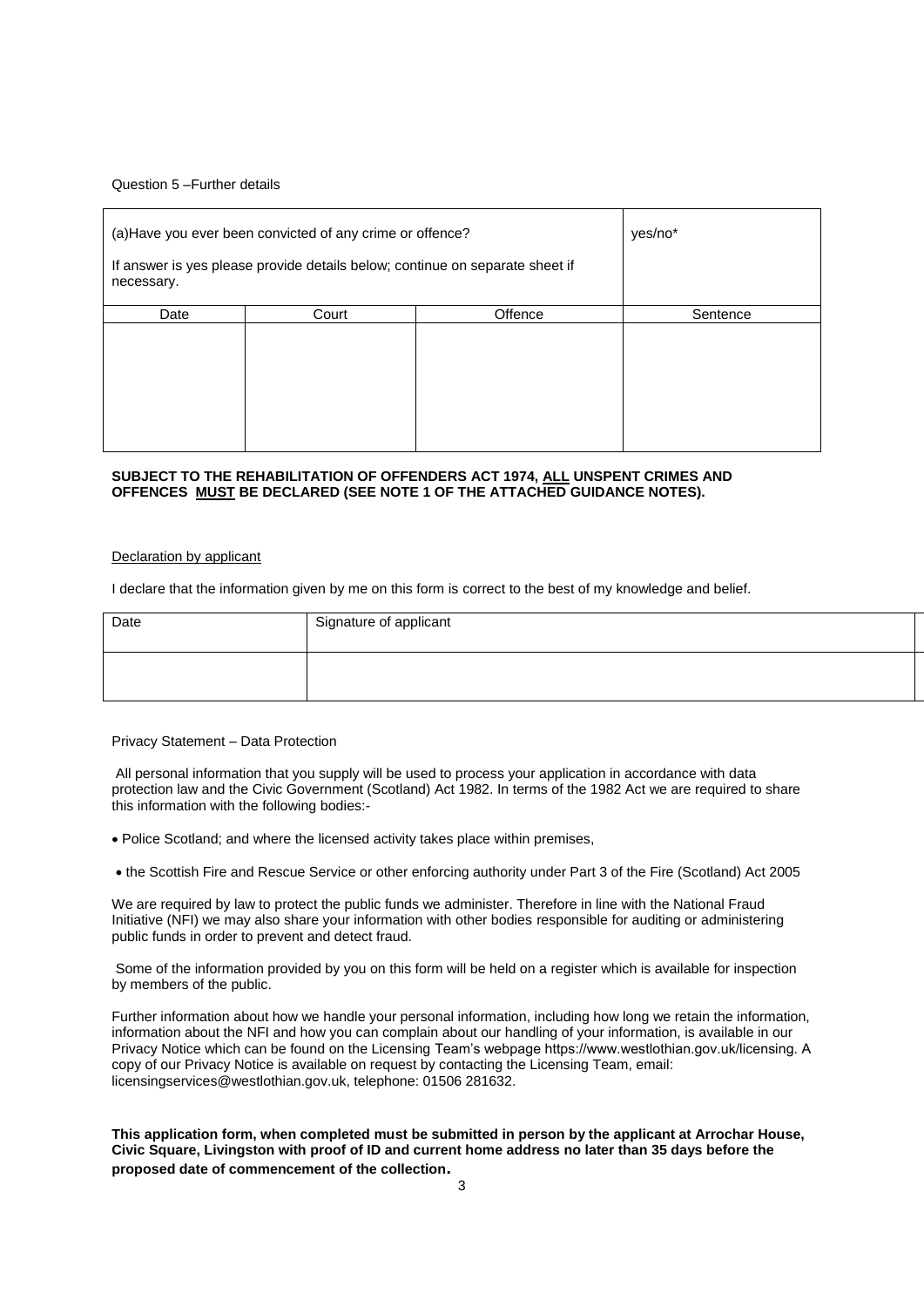Question 5 –Further details

| (a)Have you ever been convicted of any crime or offence?<br><br>If answer is yes please provide details below; continue on separate sheet if necessary. | | | yes/no* |
|---|---|---|---|
| Date | Court | Offence | Sentence |
| | | | |

**SUBJECT TO THE REHABILITATION OF OFFENDERS ACT 1974, <u>ALL</u> UNSPENT CRIMES AND OFFENCES <u>MUST</u> BE DECLARED (SEE NOTE 1 OF THE ATTACHED GUIDANCE NOTES).**

<u>Declaration by applicant</u>

I declare that the information given by me on this form is correct to the best of my knowledge and belief.

| Date | Signature of applicant |
|---|---|
| | |

Privacy Statement – Data Protection

All personal information that you supply will be used to process your application in accordance with data protection law and the Civic Government (Scotland) Act 1982. In terms of the 1982 Act we are required to share this information with the following bodies:-

- Police Scotland; and where the licensed activity takes place within premises,
- the Scottish Fire and Rescue Service or other enforcing authority under Part 3 of the Fire (Scotland) Act 2005

We are required by law to protect the public funds we administer. Therefore in line with the National Fraud Initiative (NFI) we may also share your information with other bodies responsible for auditing or administering public funds in order to prevent and detect fraud.

Some of the information provided by you on this form will be held on a register which is available for inspection by members of the public.

Further information about how we handle your personal information, including how long we retain the information, information about the NFI and how you can complain about our handling of your information, is available in our Privacy Notice which can be found on the Licensing Team's webpage https://www.westlothian.gov.uk/licensing. A copy of our Privacy Notice is available on request by contacting the Licensing Team, email: licensingservices@westlothian.gov.uk, telephone: 01506 281632.

**This application form, when completed must be submitted in person by the applicant at Arrochar House, Civic Square, Livingston with proof of ID and current home address no later than 35 days before the proposed date of commencement of the collection.**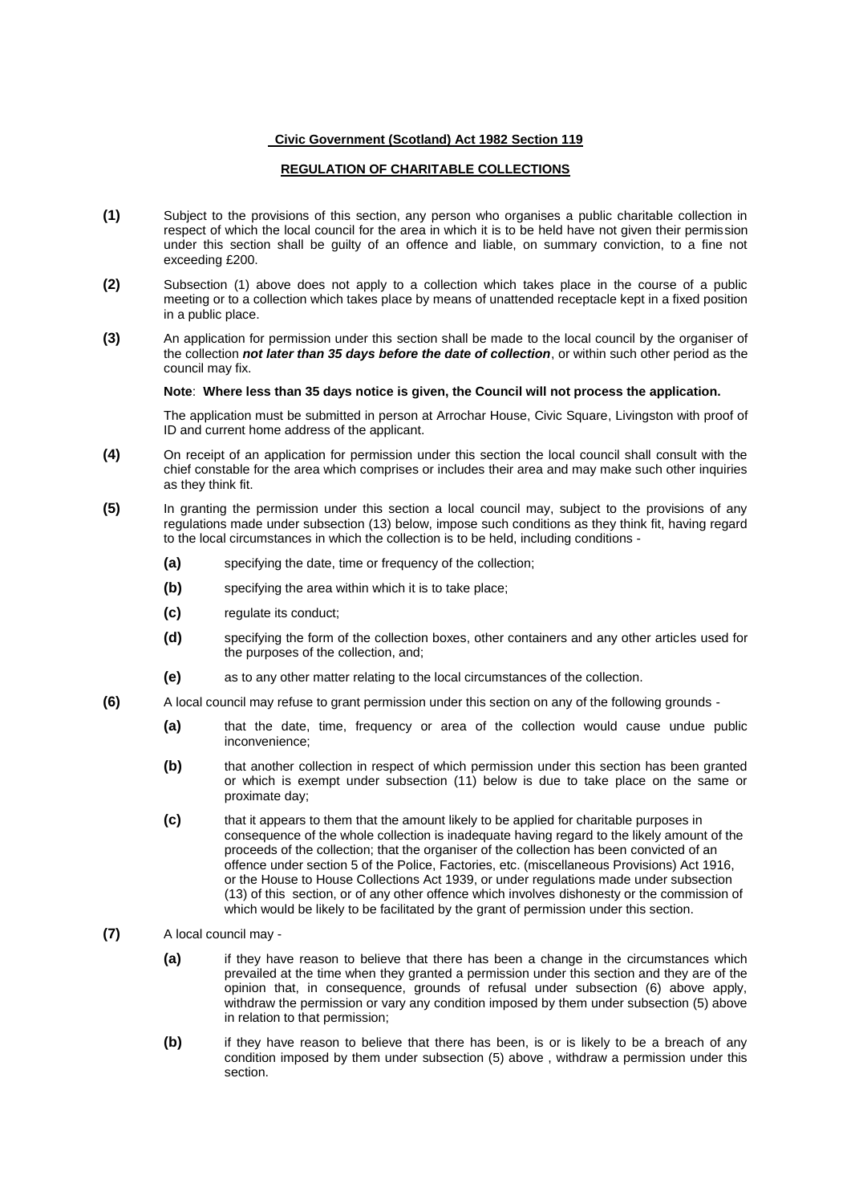**Civic Government (Scotland) Act 1982 Section 119**

**REGULATION OF CHARITABLE COLLECTIONS**

**(1)** Subject to the provisions of this section, any person who organises a public charitable collection in respect of which the local council for the area in which it is to be held have not given their permission under this section shall be guilty of an offence and liable, on summary conviction, to a fine not exceeding £200.

**(2)** Subsection (1) above does not apply to a collection which takes place in the course of a public meeting or to a collection which takes place by means of unattended receptacle kept in a fixed position in a public place.

**(3)** An application for permission under this section shall be made to the local council by the organiser of the collection ***not later than 35 days before the date of collection***, or within such other period as the council may fix.

**Note**: **Where less than 35 days notice is given, the Council will not process the application.**

The application must be submitted in person at Arrochar House, Civic Square, Livingston with proof of ID and current home address of the applicant.

**(4)** On receipt of an application for permission under this section the local council shall consult with the chief constable for the area which comprises or includes their area and may make such other inquiries as they think fit.

**(5)** In granting the permission under this section a local council may, subject to the provisions of any regulations made under subsection (13) below, impose such conditions as they think fit, having regard to the local circumstances in which the collection is to be held, including conditions -

- **(a)** specifying the date, time or frequency of the collection;
- **(b)** specifying the area within which it is to take place;
- **(c)** regulate its conduct;
- **(d)** specifying the form of the collection boxes, other containers and any other articles used for the purposes of the collection, and;
- **(e)** as to any other matter relating to the local circumstances of the collection.

**(6)** A local council may refuse to grant permission under this section on any of the following grounds -

- **(a)** that the date, time, frequency or area of the collection would cause undue public inconvenience;
- **(b)** that another collection in respect of which permission under this section has been granted or which is exempt under subsection (11) below is due to take place on the same or proximate day;
- **(c)** that it appears to them that the amount likely to be applied for charitable purposes in consequence of the whole collection is inadequate having regard to the likely amount of the proceeds of the collection; that the organiser of the collection has been convicted of an offence under section 5 of the Police, Factories, etc. (miscellaneous Provisions) Act 1916, or the House to House Collections Act 1939, or under regulations made under subsection (13) of this section, or of any other offence which involves dishonesty or the commission of which would be likely to be facilitated by the grant of permission under this section.

**(7)** A local council may -

- **(a)** if they have reason to believe that there has been a change in the circumstances which prevailed at the time when they granted a permission under this section and they are of the opinion that, in consequence, grounds of refusal under subsection (6) above apply, withdraw the permission or vary any condition imposed by them under subsection (5) above in relation to that permission;
- **(b)** if they have reason to believe that there has been, is or is likely to be a breach of any condition imposed by them under subsection (5) above , withdraw a permission under this section.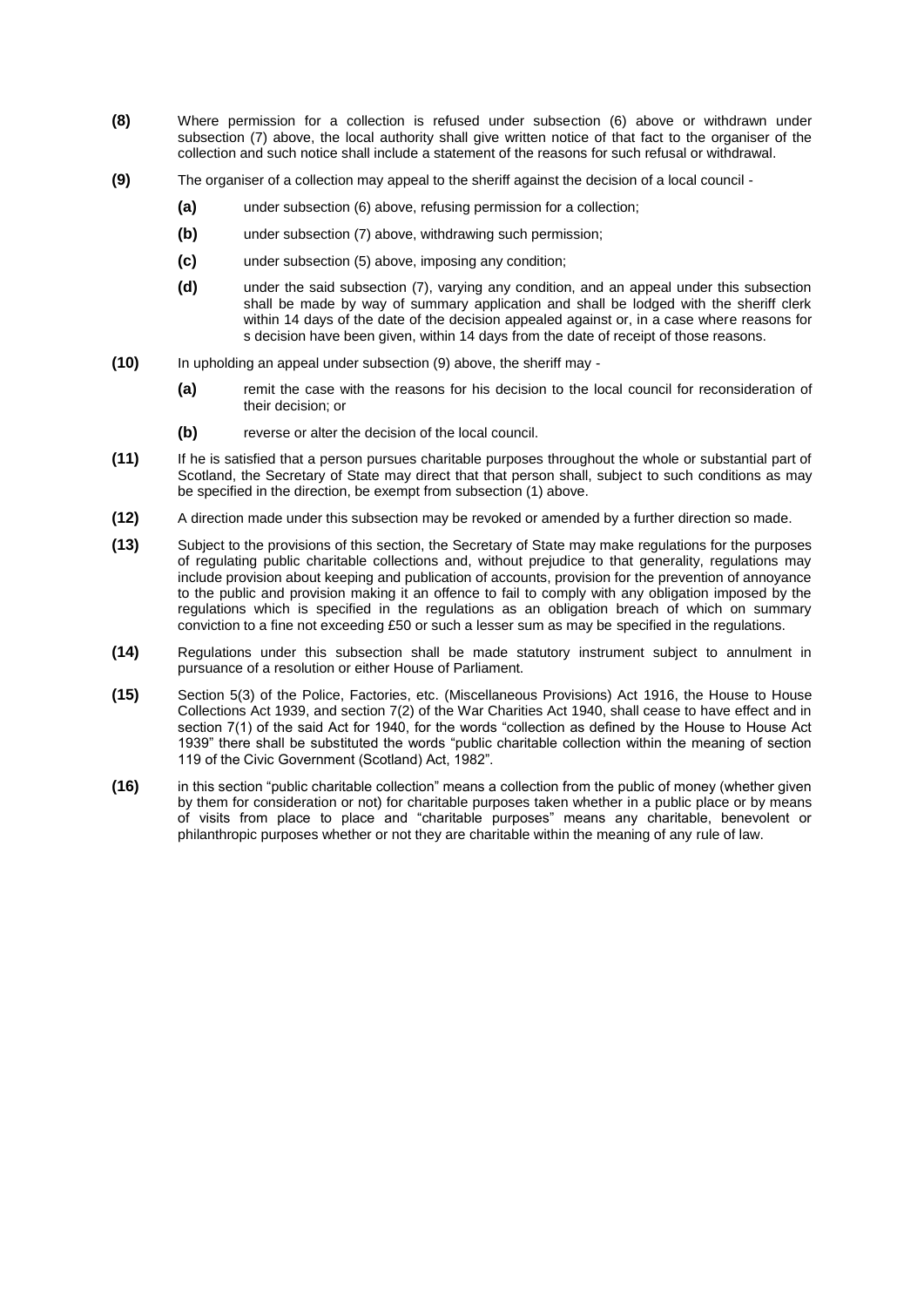**(8)** Where permission for a collection is refused under subsection (6) above or withdrawn under subsection (7) above, the local authority shall give written notice of that fact to the organiser of the collection and such notice shall include a statement of the reasons for such refusal or withdrawal.

**(9)** The organiser of a collection may appeal to the sheriff against the decision of a local council -

- **(a)** under subsection (6) above, refusing permission for a collection;
- **(b)** under subsection (7) above, withdrawing such permission;
- **(c)** under subsection (5) above, imposing any condition;
- **(d)** under the said subsection (7), varying any condition, and an appeal under this subsection shall be made by way of summary application and shall be lodged with the sheriff clerk within 14 days of the date of the decision appealed against or, in a case where reasons for s decision have been given, within 14 days from the date of receipt of those reasons.

**(10)** In upholding an appeal under subsection (9) above, the sheriff may -

- **(a)** remit the case with the reasons for his decision to the local council for reconsideration of their decision; or
- **(b)** reverse or alter the decision of the local council.

**(11)** If he is satisfied that a person pursues charitable purposes throughout the whole or substantial part of Scotland, the Secretary of State may direct that that person shall, subject to such conditions as may be specified in the direction, be exempt from subsection (1) above.

**(12)** A direction made under this subsection may be revoked or amended by a further direction so made.

**(13)** Subject to the provisions of this section, the Secretary of State may make regulations for the purposes of regulating public charitable collections and, without prejudice to that generality, regulations may include provision about keeping and publication of accounts, provision for the prevention of annoyance to the public and provision making it an offence to fail to comply with any obligation imposed by the regulations which is specified in the regulations as an obligation breach of which on summary conviction to a fine not exceeding £50 or such a lesser sum as may be specified in the regulations.

**(14)** Regulations under this subsection shall be made statutory instrument subject to annulment in pursuance of a resolution or either House of Parliament.

**(15)** Section 5(3) of the Police, Factories, etc. (Miscellaneous Provisions) Act 1916, the House to House Collections Act 1939, and section 7(2) of the War Charities Act 1940, shall cease to have effect and in section 7(1) of the said Act for 1940, for the words "collection as defined by the House to House Act 1939" there shall be substituted the words "public charitable collection within the meaning of section 119 of the Civic Government (Scotland) Act, 1982".

**(16)** in this section "public charitable collection" means a collection from the public of money (whether given by them for consideration or not) for charitable purposes taken whether in a public place or by means of visits from place to place and "charitable purposes" means any charitable, benevolent or philanthropic purposes whether or not they are charitable within the meaning of any rule of law.